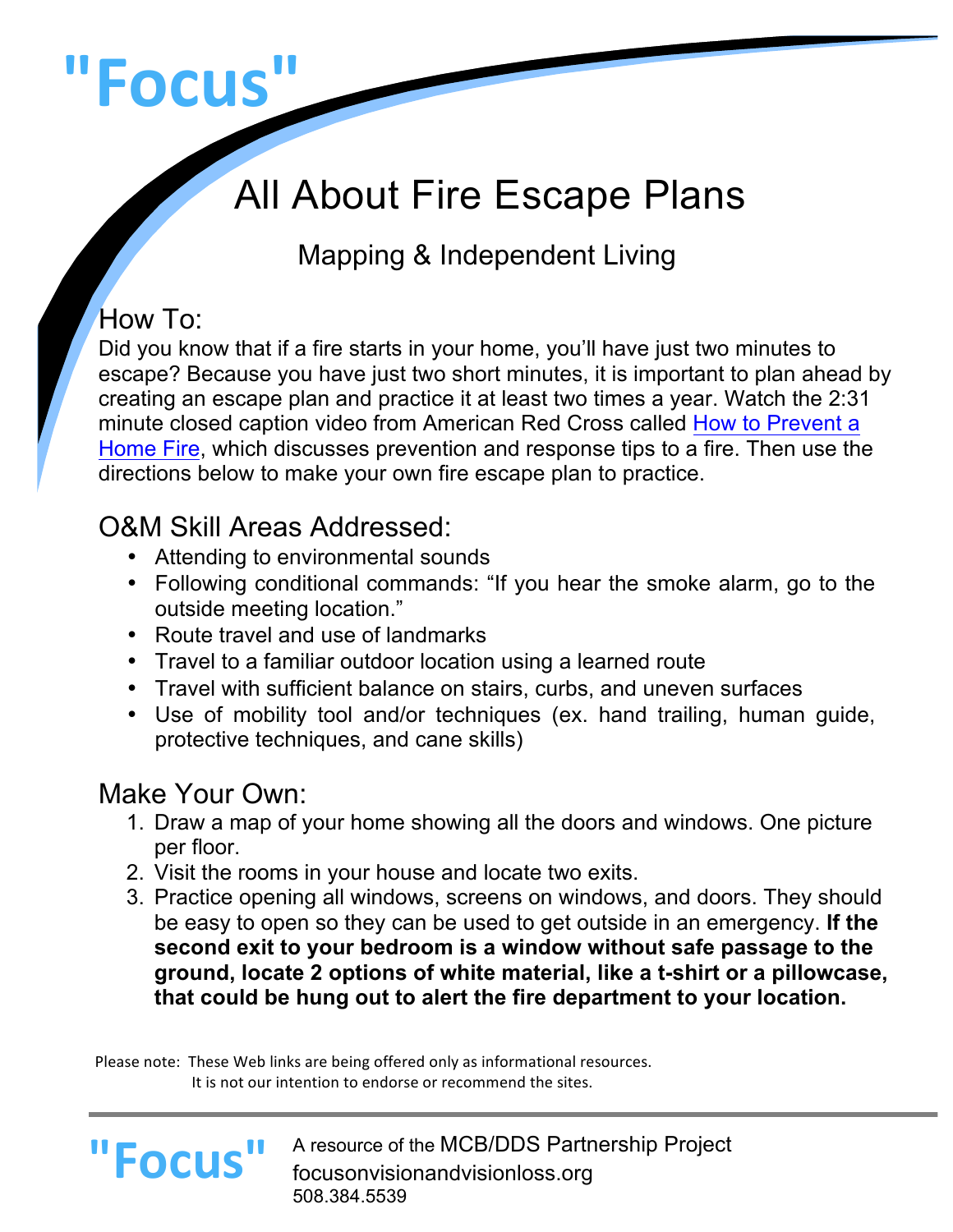# "Focus"

## All About Fire Escape Plans

### Mapping & Independent Living

### How To:

Did you know that if a fire starts in your home, you'll have just two minutes to escape? Because you have just two short minutes, it is important to plan ahead by creating an escape plan and practice it at least two times a year. Watch the 2:31 minute closed caption video from American Red Cross called How to Prevent a Home Fire, which discusses prevention and response tips to a fire. Then use the directions below to make your own fire escape plan to practice.

### O&M Skill Areas Addressed:

- Attending to environmental sounds
- Following conditional commands: "If you hear the smoke alarm, go to the outside meeting location."
- Route travel and use of landmarks
- Travel to a familiar outdoor location using a learned route
- Travel with sufficient balance on stairs, curbs, and uneven surfaces
- Use of mobility tool and/or techniques (ex. hand trailing, human guide, protective techniques, and cane skills)

### Make Your Own:

1. Draw a map of your home showing all the doors and windows. One picture per floor.
2. Visit the rooms in your house and locate two exits.
3. Practice opening all windows, screens on windows, and doors. They should be easy to open so they can be used to get outside in an emergency. **If the second exit to your bedroom is a window without safe passage to the ground, locate 2 options of white material, like a t-shirt or a pillowcase, that could be hung out to alert the fire department to your location.**

Please note: These Web links are being offered only as informational resources. It is not our intention to endorse or recommend the sites.

"Focus" A resource of the MCB/DDS Partnership Project
focusonvisionandvisionloss.org
508.384.5539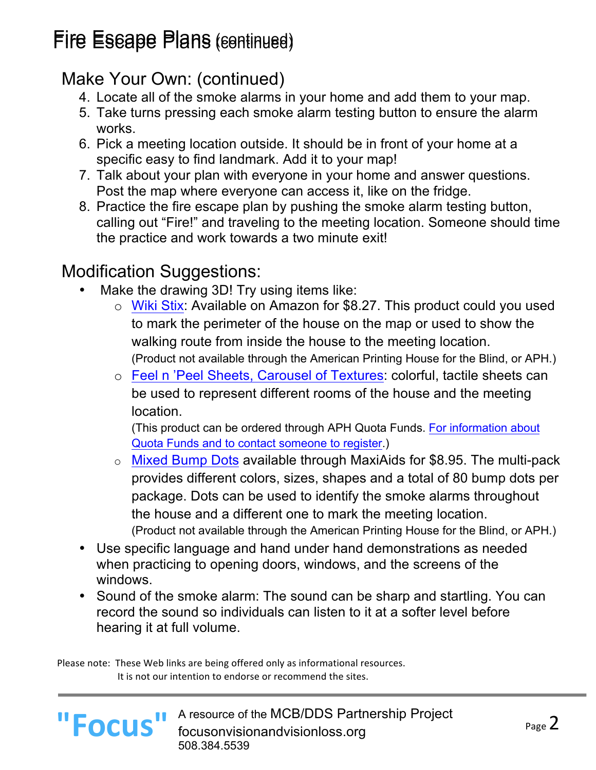# Fire Escape Plans (continued)

## Make Your Own: (continued)

4. Locate all of the smoke alarms in your home and add them to your map.
5. Take turns pressing each smoke alarm testing button to ensure the alarm works.
6. Pick a meeting location outside. It should be in front of your home at a specific easy to find landmark. Add it to your map!
7. Talk about your plan with everyone in your home and answer questions. Post the map where everyone can access it, like on the fridge.
8. Practice the fire escape plan by pushing the smoke alarm testing button, calling out "Fire!" and traveling to the meeting location. Someone should time the practice and work towards a two minute exit!

## Modification Suggestions:

- Make the drawing 3D! Try using items like:
    - Wiki Stix: Available on Amazon for $8.27. This product could you used to mark the perimeter of the house on the map or used to show the walking route from inside the house to the meeting location.
      (Product not available through the American Printing House for the Blind, or APH.)
    - Feel n 'Peel Sheets, Carousel of Textures: colorful, tactile sheets can be used to represent different rooms of the house and the meeting location.
      (This product can be ordered through APH Quota Funds. For information about Quota Funds and to contact someone to register.)
    - Mixed Bump Dots available through MaxiAids for $8.95. The multi-pack provides different colors, sizes, shapes and a total of 80 bump dots per package. Dots can be used to identify the smoke alarms throughout the house and a different one to mark the meeting location.
      (Product not available through the American Printing House for the Blind, or APH.)
- Use specific language and hand under hand demonstrations as needed when practicing to opening doors, windows, and the screens of the windows.
- Sound of the smoke alarm: The sound can be sharp and startling. You can record the sound so individuals can listen to it at a softer level before hearing it at full volume.

Please note: These Web links are being offered only as informational resources. It is not our intention to endorse or recommend the sites.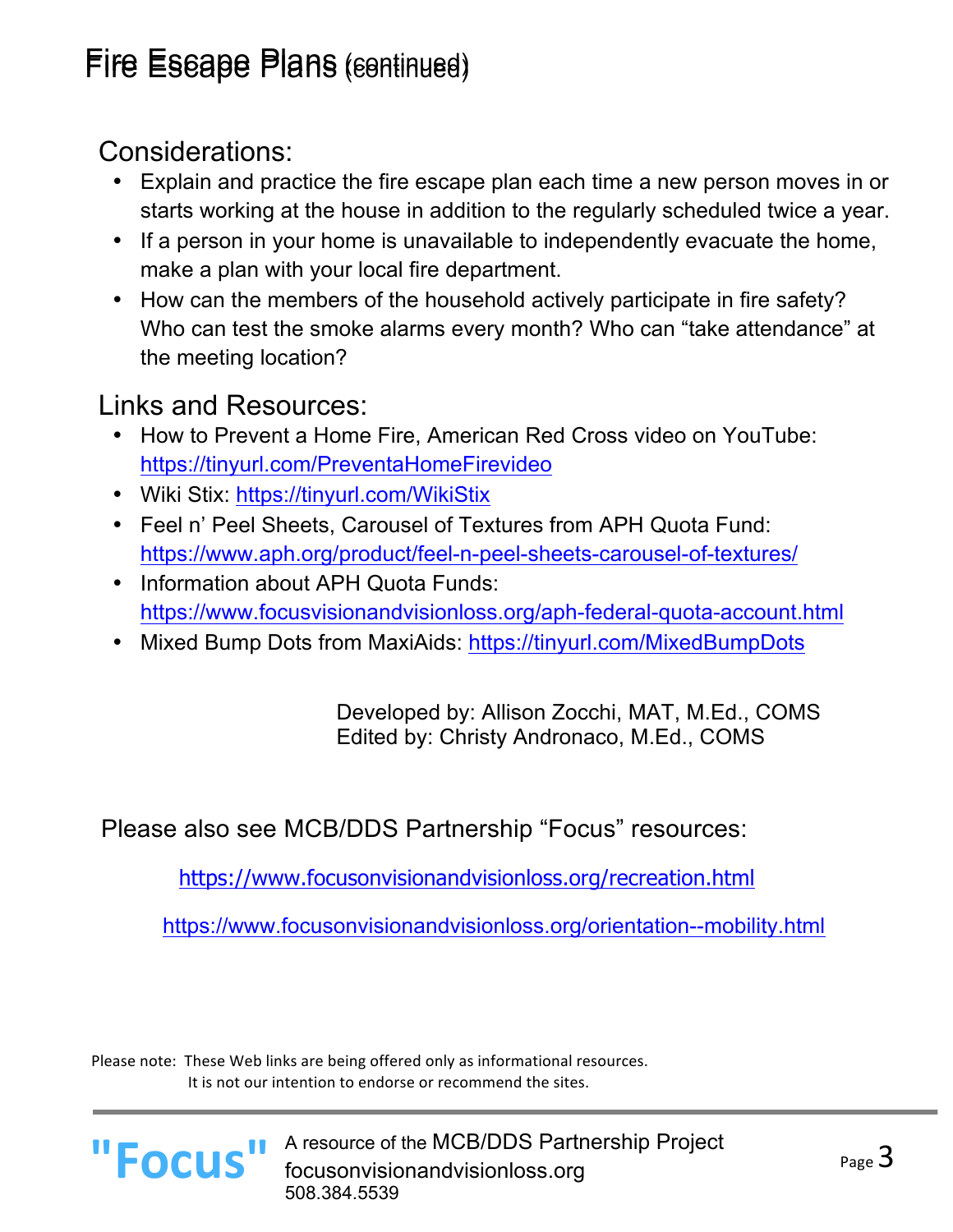# Fire Escape Plans (continued)

## Considerations:

- Explain and practice the fire escape plan each time a new person moves in or starts working at the house in addition to the regularly scheduled twice a year.
- If a person in your home is unavailable to independently evacuate the home, make a plan with your local fire department.
- How can the members of the household actively participate in fire safety? Who can test the smoke alarms every month? Who can "take attendance" at the meeting location?

## Links and Resources:

- How to Prevent a Home Fire, American Red Cross video on YouTube: https://tinyurl.com/PreventaHomeFirevideo
- Wiki Stix: https://tinyurl.com/WikiStix
- Feel n' Peel Sheets, Carousel of Textures from APH Quota Fund: https://www.aph.org/product/feel-n-peel-sheets-carousel-of-textures/
- Information about APH Quota Funds: https://www.focusvisionandvisionloss.org/aph-federal-quota-account.html
- Mixed Bump Dots from MaxiAids: https://tinyurl.com/MixedBumpDots

Developed by: Allison Zocchi, MAT, M.Ed., COMS
Edited by: Christy Andronaco, M.Ed., COMS

Please also see MCB/DDS Partnership "Focus" resources:

https://www.focusonvisionandvisionloss.org/recreation.html

https://www.focusonvisionandvisionloss.org/orientation--mobility.html

Please note: These Web links are being offered only as informational resources. It is not our intention to endorse or recommend the sites.

"Focus" A resource of the MCB/DDS Partnership Project
focusonvisionandvisionloss.org
508.384.5539